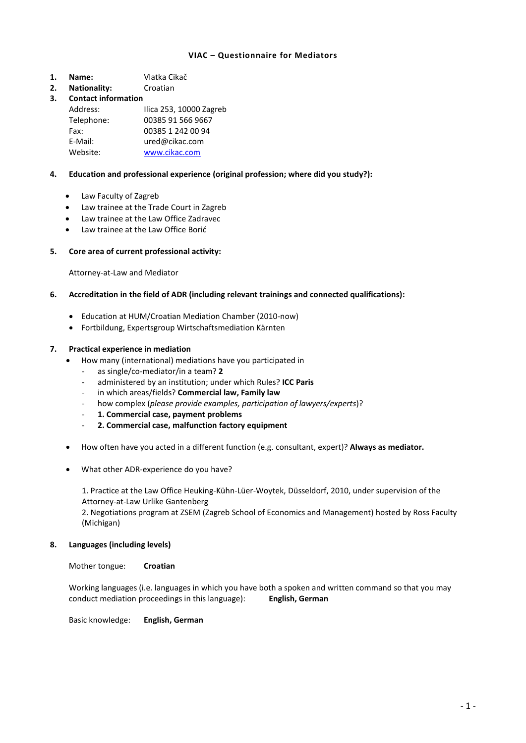# VIAC – Questionnaire for Mediators

1. **Name:** Vlatka Cikač
2. **Nationality:** Croatian
3. **Contact information**

   Address: Ilica 253, 10000 Zagreb
   Telephone: 00385 91 566 9667
   Fax: 00385 1 242 00 94
   E-Mail: ured@cikac.com
   Website: www.cikac.com

4. **Education and professional experience (original profession; where did you study?):**

   - Law Faculty of Zagreb
   - Law trainee at the Trade Court in Zagreb
   - Law trainee at the Law Office Zadravec
   - Law trainee at the Law Office Borić

5. **Core area of current professional activity:**

   Attorney-at-Law and Mediator

6. **Accreditation in the field of ADR (including relevant trainings and connected qualifications):**

   - Education at HUM/Croatian Mediation Chamber (2010-now)
   - Fortbildung, Expertsgroup Wirtschaftsmediation Kärnten

7. **Practical experience in mediation**
   - How many (international) mediations have you participated in
     - as single/co-mediator/in a team? **2**
     - administered by an institution; under which Rules? **ICC Paris**
     - in which areas/fields? **Commercial law, Family law**
     - how complex (*please provide examples, participation of lawyers/experts*)?
     - **1. Commercial case, payment problems**
     - **2. Commercial case, malfunction factory equipment**

   - How often have you acted in a different function (e.g. consultant, expert)? **Always as mediator.**

   - What other ADR-experience do you have?

     1. Practice at the Law Office Heuking-Kühn-Lüer-Woytek, Düsseldorf, 2010, under supervision of the Attorney-at-Law Urlike Gantenberg
     2. Negotiations program at ZSEM (Zagreb School of Economics and Management) hosted by Ross Faculty (Michigan)

8. **Languages (including levels)**

   Mother tongue: **Croatian**

   Working languages (i.e. languages in which you have both a spoken and written command so that you may conduct mediation proceedings in this language): **English, German**

   Basic knowledge: **English, German**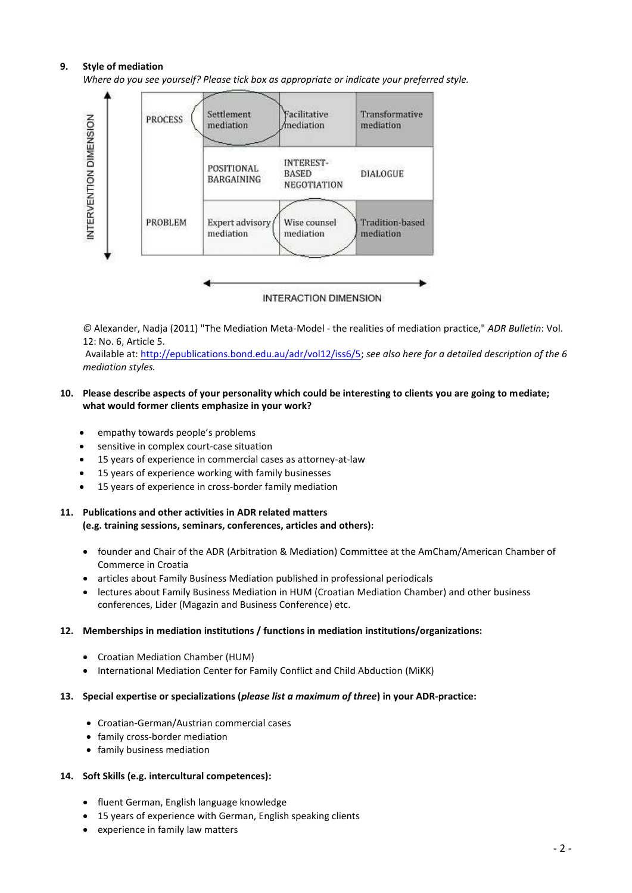**9. Style of mediation**

*Where do you see yourself? Please tick box as appropriate or indicate your preferred style.*

| INTERVENTION DIMENSION | | | |
|---|---|---|---|
| PROCESS | Settlement mediation | Facilitative mediation | Transformative mediation |
| | POSITIONAL BARGAINING | INTEREST-BASED NEGOTIATION | DIALOGUE |
| PROBLEM | Expert advisory mediation | Wise counsel mediation | Tradition-based mediation |

INTERACTION DIMENSION

© Alexander, Nadja (2011) "The Mediation Meta-Model - the realities of mediation practice," *ADR Bulletin*: Vol. 12: No. 6, Article 5.
Available at: http://epublications.bond.edu.au/adr/vol12/iss6/5; *see also here for a detailed description of the 6 mediation styles.*

**10. Please describe aspects of your personality which could be interesting to clients you are going to mediate; what would former clients emphasize in your work?**

- empathy towards people's problems
- sensitive in complex court-case situation
- 15 years of experience in commercial cases as attorney-at-law
- 15 years of experience working with family businesses
- 15 years of experience in cross-border family mediation

**11. Publications and other activities in ADR related matters (e.g. training sessions, seminars, conferences, articles and others):**

- founder and Chair of the ADR (Arbitration & Mediation) Committee at the AmCham/American Chamber of Commerce in Croatia
- articles about Family Business Mediation published in professional periodicals
- lectures about Family Business Mediation in HUM (Croatian Mediation Chamber) and other business conferences, Lider (Magazin and Business Conference) etc.

**12. Memberships in mediation institutions / functions in mediation institutions/organizations:**

- Croatian Mediation Chamber (HUM)
- International Mediation Center for Family Conflict and Child Abduction (MiKK)

**13. Special expertise or specializations (*please list a maximum of three*) in your ADR-practice:**

- Croatian-German/Austrian commercial cases
- family cross-border mediation
- family business mediation

**14. Soft Skills (e.g. intercultural competences):**

- fluent German, English language knowledge
- 15 years of experience with German, English speaking clients
- experience in family law matters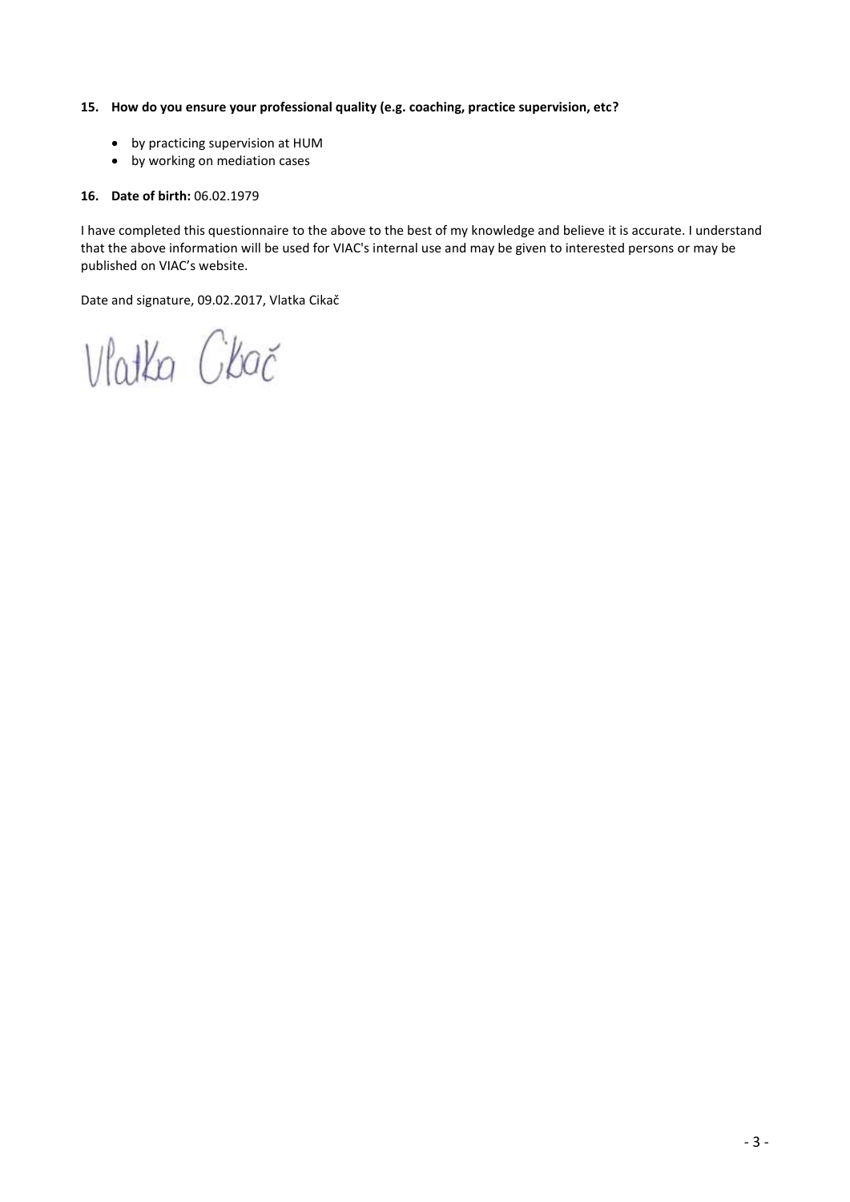**15. How do you ensure your professional quality (e.g. coaching, practice supervision, etc?**

- by practicing supervision at HUM
- by working on mediation cases

**16. Date of birth:** 06.02.1979

I have completed this questionnaire to the above to the best of my knowledge and believe it is accurate. I understand that the above information will be used for VIAC's internal use and may be given to interested persons or may be published on VIAC's website.

Date and signature, 09.02.2017, Vlatka Cikač

Vlatka Cikač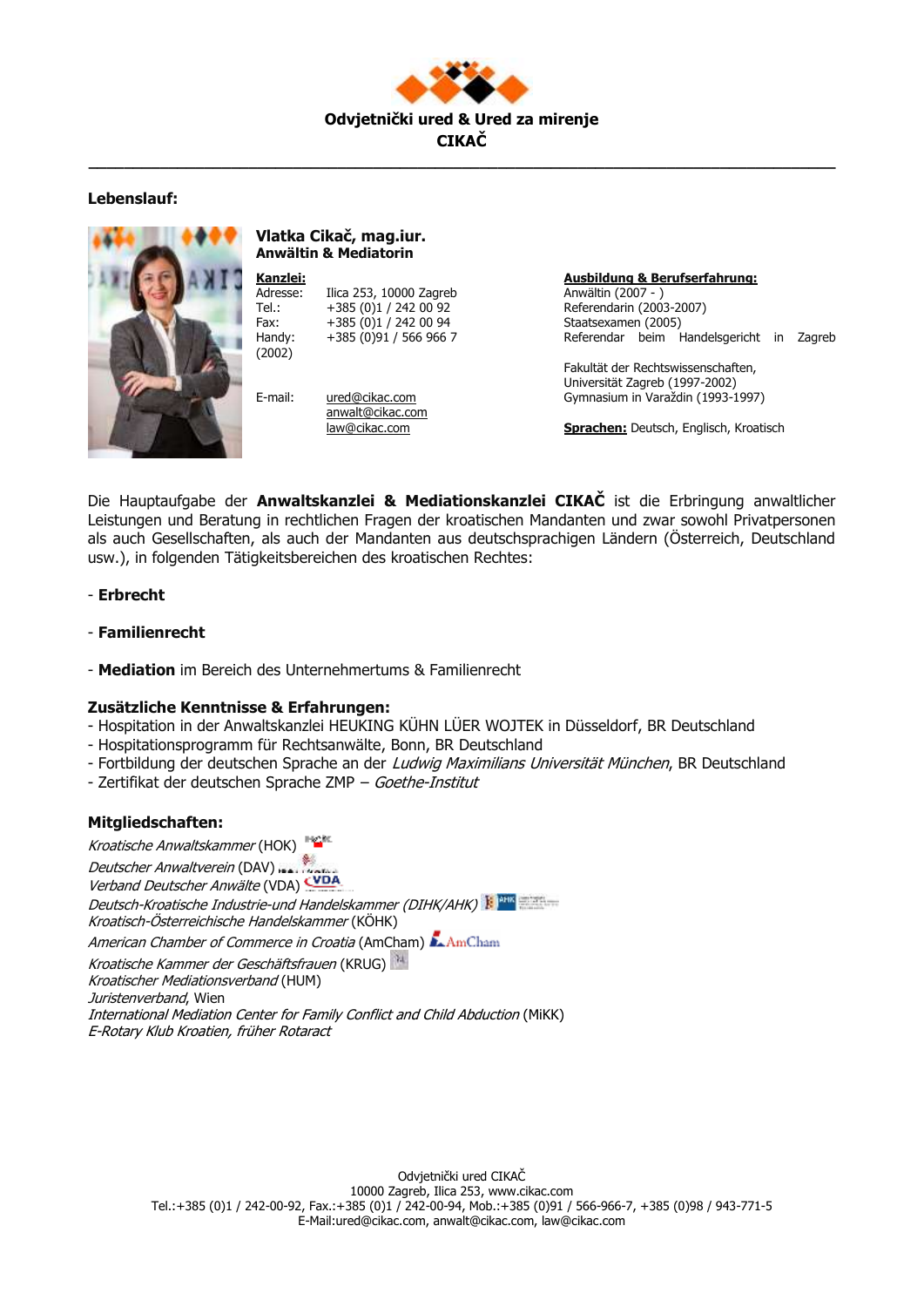**Odvjetnički ured & Ured za mirenje**
**CIKAČ**

---

## Lebenslauf:

**Vlatka Cikač, mag.iur.**
**Anwältin & Mediatorin**

**Kanzlei:**

Adresse: Ilica 253, 10000 Zagreb
Tel.: +385 (0)1 / 242 00 92
Fax: +385 (0)1 / 242 00 94
Handy: +385 (0)91 / 566 966 7

E-mail: ured@cikac.com
anwalt@cikac.com
law@cikac.com

**Ausbildung & Berufserfahrung:**

Anwältin (2007 - )
Referendarin (2003-2007)
Staatsexamen (2005)
Referendar beim Handelsgericht in Zagreb (2002)

Fakultät der Rechtswissenschaften, Universität Zagreb (1997-2002)
Gymnasium in Varaždin (1993-1997)

**Sprachen:** Deutsch, Englisch, Kroatisch

Die Hauptaufgabe der **Anwaltskanzlei & Mediationskanzlei CIKAČ** ist die Erbringung anwaltlicher Leistungen und Beratung in rechtlichen Fragen der kroatischen Mandanten und zwar sowohl Privatpersonen als auch Gesellschaften, als auch der Mandanten aus deutschsprachigen Ländern (Österreich, Deutschland usw.), in folgenden Tätigkeitsbereichen des kroatischen Rechtes:

- **Erbrecht**

- **Familienrecht**

- **Mediation** im Bereich des Unternehmertums & Familienrecht

### Zusätzliche Kenntnisse & Erfahrungen:

- Hospitation in der Anwaltskanzlei HEUKING KÜHN LÜER WOJTEK in Düsseldorf, BR Deutschland
- Hospitationsprogramm für Rechtsanwälte, Bonn, BR Deutschland
- Fortbildung der deutschen Sprache an der *Ludwig Maximilians Universität München*, BR Deutschland
- Zertifikat der deutschen Sprache ZMP – *Goethe-Institut*

### Mitgliedschaften:

*Kroatische Anwaltskammer* (HOK)
*Deutscher Anwaltverein* (DAV)
*Verband Deutscher Anwälte* (VDA)
*Deutsch-Kroatische Industrie-und Handelskammer (DIHK/AHK)*
*Kroatisch-Österreichische Handelskammer* (KÖHK)
*American Chamber of Commerce in Croatia* (AmCham)
*Kroatische Kammer der Geschäftsfrauen* (KRUG)
*Kroatischer Mediationsverband* (HUM)
*Juristenverband*, Wien
*International Mediation Center for Family Conflict and Child Abduction* (MiKK)
*E-Rotary Klub Kroatien, früher Rotaract*

Odvjetnički ured CIKAČ
10000 Zagreb, Ilica 253, www.cikac.com
Tel.:+385 (0)1 / 242-00-92, Fax.:+385 (0)1 / 242-00-94, Mob.:+385 (0)91 / 566-966-7, +385 (0)98 / 943-771-5
E-Mail:ured@cikac.com, anwalt@cikac.com, law@cikac.com